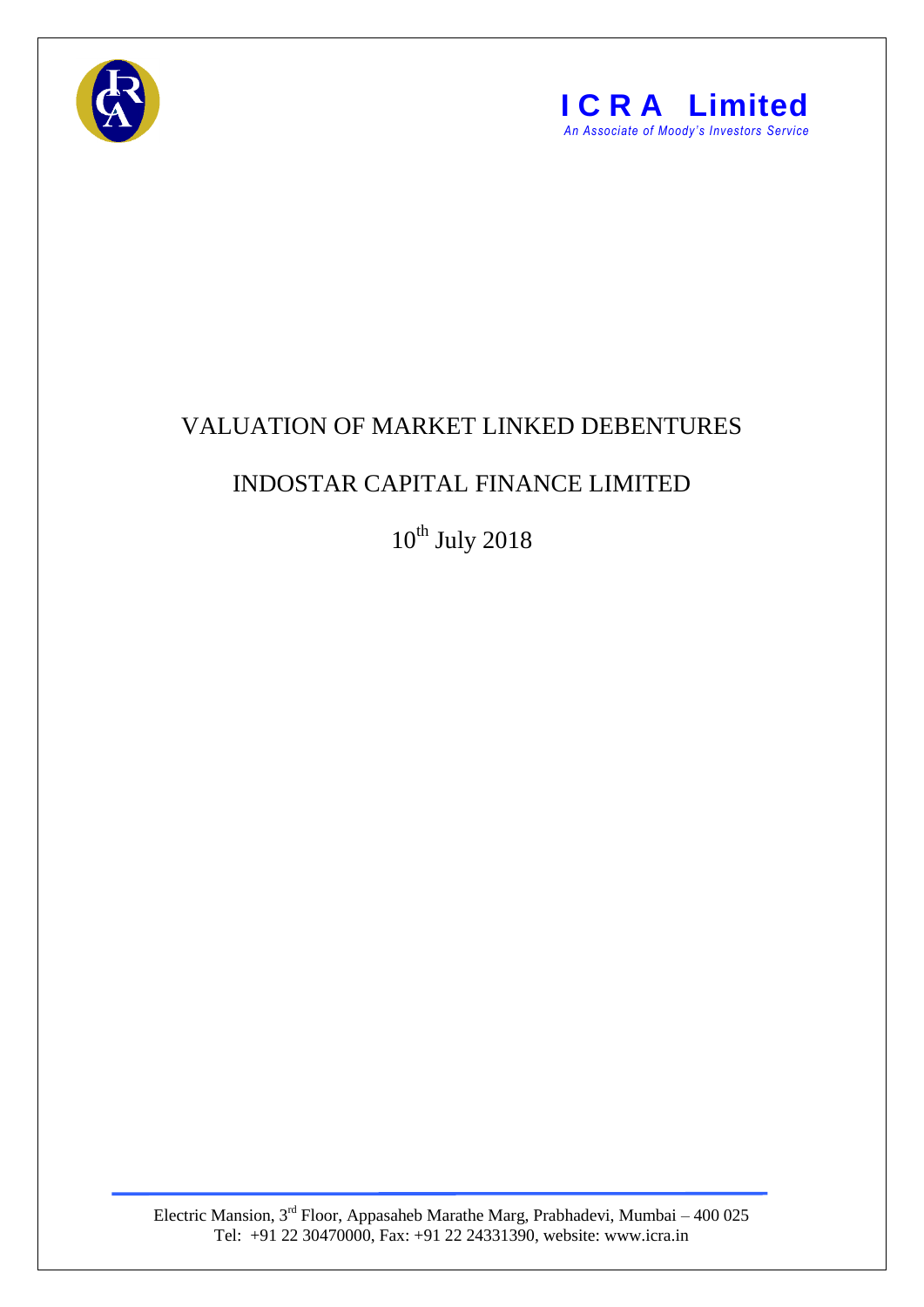**ICRA Limited**

*An Associate of Moody's Investors Service*

# VALUATION OF MARKET LINKED DEBENTURES

## INDOSTAR CAPITAL FINANCE LIMITED

10th July 2018

Electric Mansion, 3rd Floor, Appasaheb Marathe Marg, Prabhadevi, Mumbai – 400 025
Tel: +91 22 30470000, Fax: +91 22 24331390, website: www.icra.in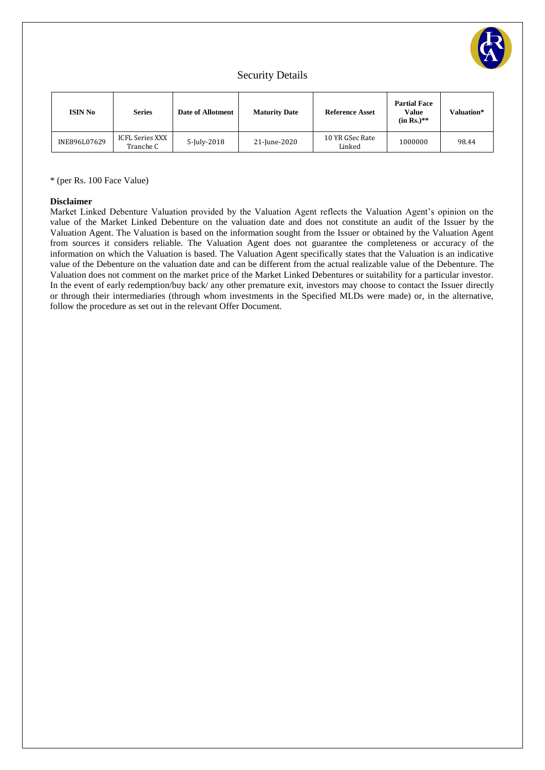## Security Details

| ISIN No | Series | Date of Allotment | Maturity Date | Reference Asset | Partial Face Value (in Rs.)** | Valuation* |
|---|---|---|---|---|---|---|
| INE896L07629 | ICFL Series XXX Tranche C | 5-July-2018 | 21-June-2020 | 10 YR GSec Rate Linked | 1000000 | 98.44 |

* (per Rs. 100 Face Value)

**Disclaimer**

Market Linked Debenture Valuation provided by the Valuation Agent reflects the Valuation Agent's opinion on the value of the Market Linked Debenture on the valuation date and does not constitute an audit of the Issuer by the Valuation Agent. The Valuation is based on the information sought from the Issuer or obtained by the Valuation Agent from sources it considers reliable. The Valuation Agent does not guarantee the completeness or accuracy of the information on which the Valuation is based. The Valuation Agent specifically states that the Valuation is an indicative value of the Debenture on the valuation date and can be different from the actual realizable value of the Debenture. The Valuation does not comment on the market price of the Market Linked Debentures or suitability for a particular investor. In the event of early redemption/buy back/ any other premature exit, investors may choose to contact the Issuer directly or through their intermediaries (through whom investments in the Specified MLDs were made) or, in the alternative, follow the procedure as set out in the relevant Offer Document.